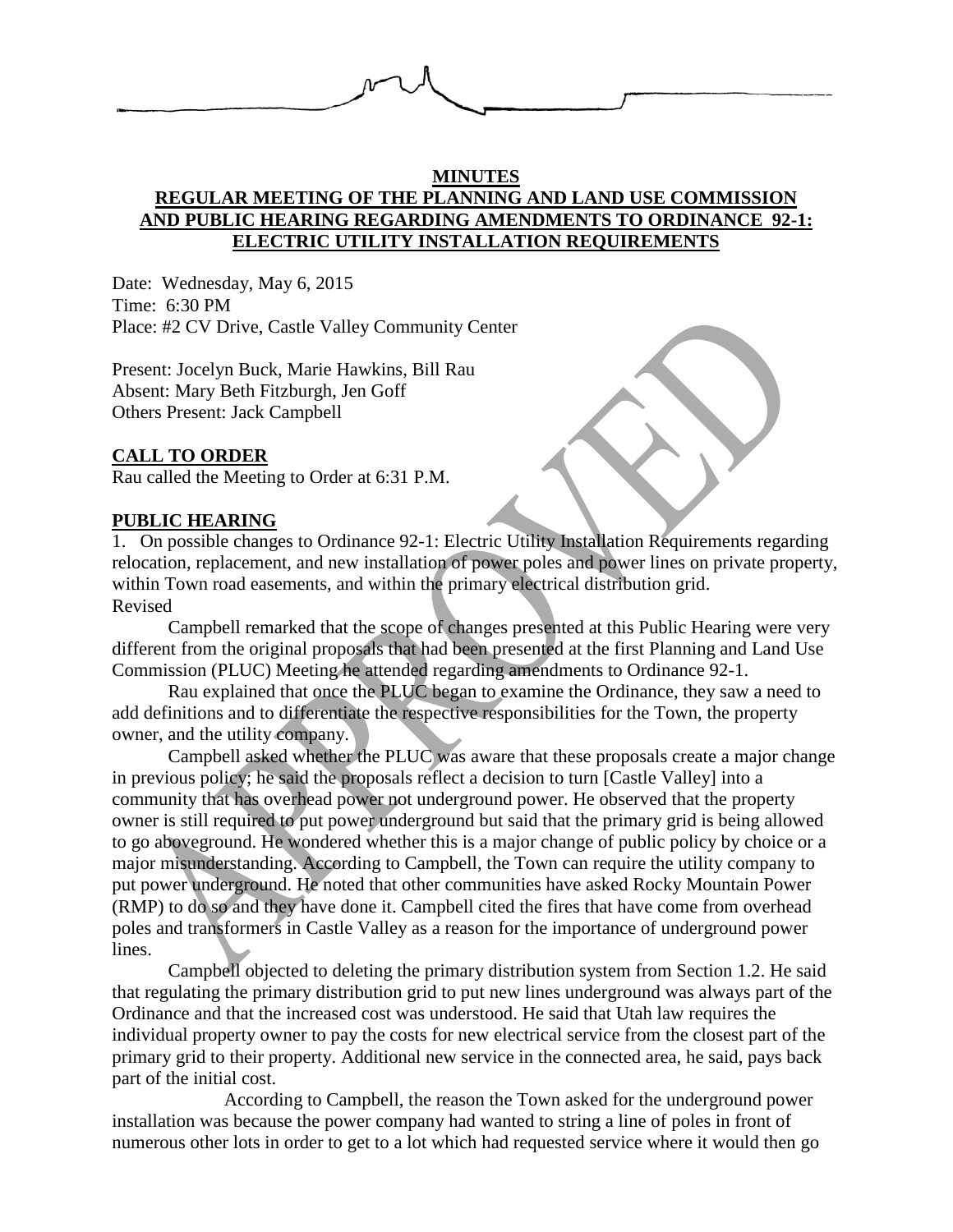**MINUTES**

**REGULAR MEETING OF THE PLANNING AND LAND USE COMMISSION AND PUBLIC HEARING REGARDING AMENDMENTS TO ORDINANCE 92-1: ELECTRIC UTILITY INSTALLATION REQUIREMENTS**

Date: Wednesday, May 6, 2015
Time: 6:30 PM
Place: #2 CV Drive, Castle Valley Community Center

Present: Jocelyn Buck, Marie Hawkins, Bill Rau
Absent: Mary Beth Fitzburgh, Jen Goff
Others Present: Jack Campbell

## CALL TO ORDER

Rau called the Meeting to Order at 6:31 P.M.

## PUBLIC HEARING

1. On possible changes to Ordinance 92-1: Electric Utility Installation Requirements regarding relocation, replacement, and new installation of power poles and power lines on private property, within Town road easements, and within the primary electrical distribution grid.

Revised

Campbell remarked that the scope of changes presented at this Public Hearing were very different from the original proposals that had been presented at the first Planning and Land Use Commission (PLUC) Meeting he attended regarding amendments to Ordinance 92-1.

Rau explained that once the PLUC began to examine the Ordinance, they saw a need to add definitions and to differentiate the respective responsibilities for the Town, the property owner, and the utility company.

Campbell asked whether the PLUC was aware that these proposals create a major change in previous policy; he said the proposals reflect a decision to turn [Castle Valley] into a community that has overhead power not underground power. He observed that the property owner is still required to put power underground but said that the primary grid is being allowed to go aboveground. He wondered whether this is a major change of public policy by choice or a major misunderstanding. According to Campbell, the Town can require the utility company to put power underground. He noted that other communities have asked Rocky Mountain Power (RMP) to do so and they have done it. Campbell cited the fires that have come from overhead poles and transformers in Castle Valley as a reason for the importance of underground power lines.

Campbell objected to deleting the primary distribution system from Section 1.2. He said that regulating the primary distribution grid to put new lines underground was always part of the Ordinance and that the increased cost was understood. He said that Utah law requires the individual property owner to pay the costs for new electrical service from the closest part of the primary grid to their property. Additional new service in the connected area, he said, pays back part of the initial cost.

According to Campbell, the reason the Town asked for the underground power installation was because the power company had wanted to string a line of poles in front of numerous other lots in order to get to a lot which had requested service where it would then go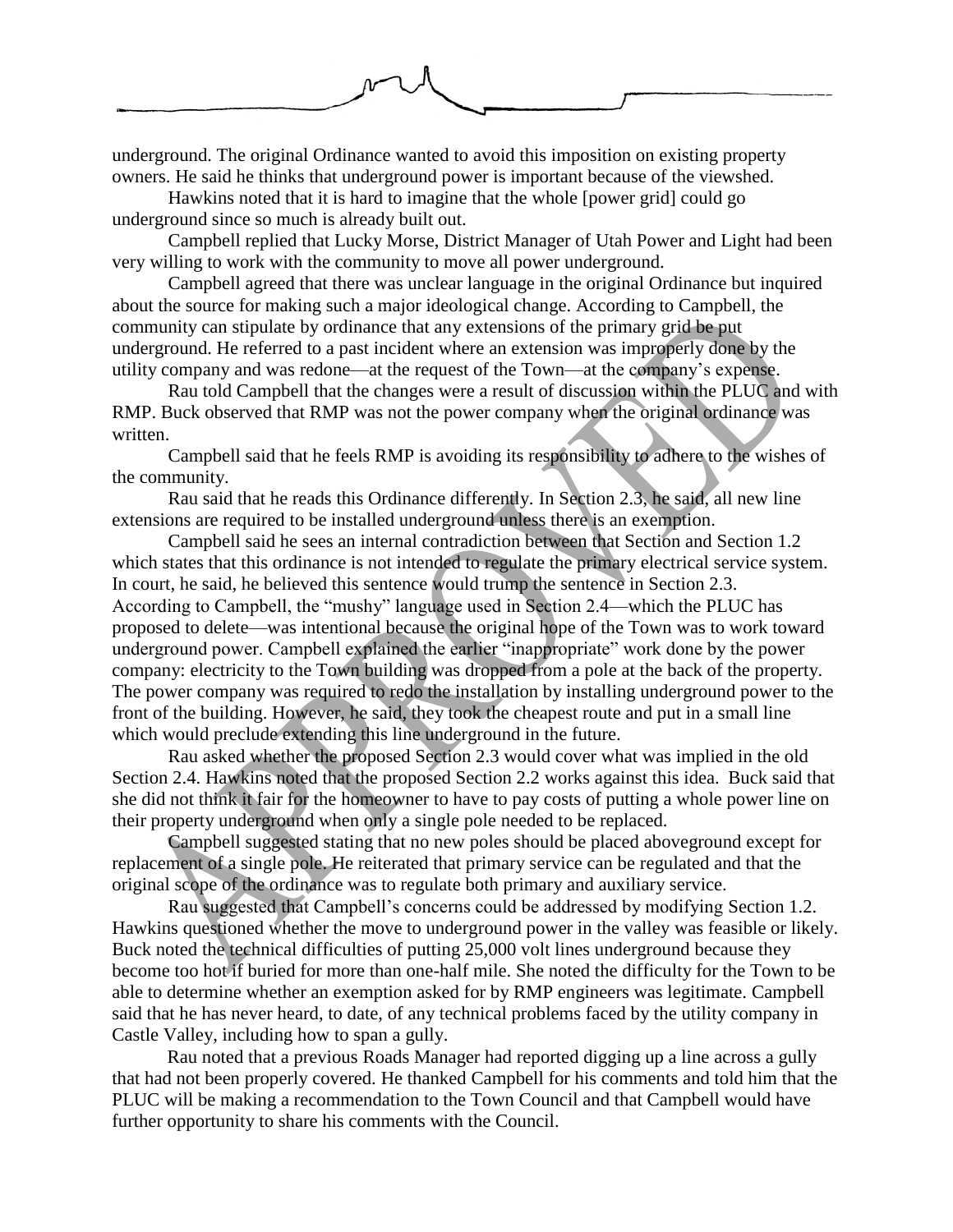underground. The original Ordinance wanted to avoid this imposition on existing property owners. He said he thinks that underground power is important because of the viewshed.

Hawkins noted that it is hard to imagine that the whole [power grid] could go underground since so much is already built out.

Campbell replied that Lucky Morse, District Manager of Utah Power and Light had been very willing to work with the community to move all power underground.

Campbell agreed that there was unclear language in the original Ordinance but inquired about the source for making such a major ideological change. According to Campbell, the community can stipulate by ordinance that any extensions of the primary grid be put underground. He referred to a past incident where an extension was improperly done by the utility company and was redone—at the request of the Town—at the company's expense.

Rau told Campbell that the changes were a result of discussion within the PLUC and with RMP. Buck observed that RMP was not the power company when the original ordinance was written.

Campbell said that he feels RMP is avoiding its responsibility to adhere to the wishes of the community.

Rau said that he reads this Ordinance differently. In Section 2.3, he said, all new line extensions are required to be installed underground unless there is an exemption.

Campbell said he sees an internal contradiction between that Section and Section 1.2 which states that this ordinance is not intended to regulate the primary electrical service system. In court, he said, he believed this sentence would trump the sentence in Section 2.3. According to Campbell, the "mushy" language used in Section 2.4—which the PLUC has proposed to delete—was intentional because the original hope of the Town was to work toward underground power. Campbell explained the earlier "inappropriate" work done by the power company: electricity to the Town building was dropped from a pole at the back of the property. The power company was required to redo the installation by installing underground power to the front of the building. However, he said, they took the cheapest route and put in a small line which would preclude extending this line underground in the future.

Rau asked whether the proposed Section 2.3 would cover what was implied in the old Section 2.4. Hawkins noted that the proposed Section 2.2 works against this idea. Buck said that she did not think it fair for the homeowner to have to pay costs of putting a whole power line on their property underground when only a single pole needed to be replaced.

Campbell suggested stating that no new poles should be placed aboveground except for replacement of a single pole. He reiterated that primary service can be regulated and that the original scope of the ordinance was to regulate both primary and auxiliary service.

Rau suggested that Campbell's concerns could be addressed by modifying Section 1.2. Hawkins questioned whether the move to underground power in the valley was feasible or likely. Buck noted the technical difficulties of putting 25,000 volt lines underground because they become too hot if buried for more than one-half mile. She noted the difficulty for the Town to be able to determine whether an exemption asked for by RMP engineers was legitimate. Campbell said that he has never heard, to date, of any technical problems faced by the utility company in Castle Valley, including how to span a gully.

Rau noted that a previous Roads Manager had reported digging up a line across a gully that had not been properly covered. He thanked Campbell for his comments and told him that the PLUC will be making a recommendation to the Town Council and that Campbell would have further opportunity to share his comments with the Council.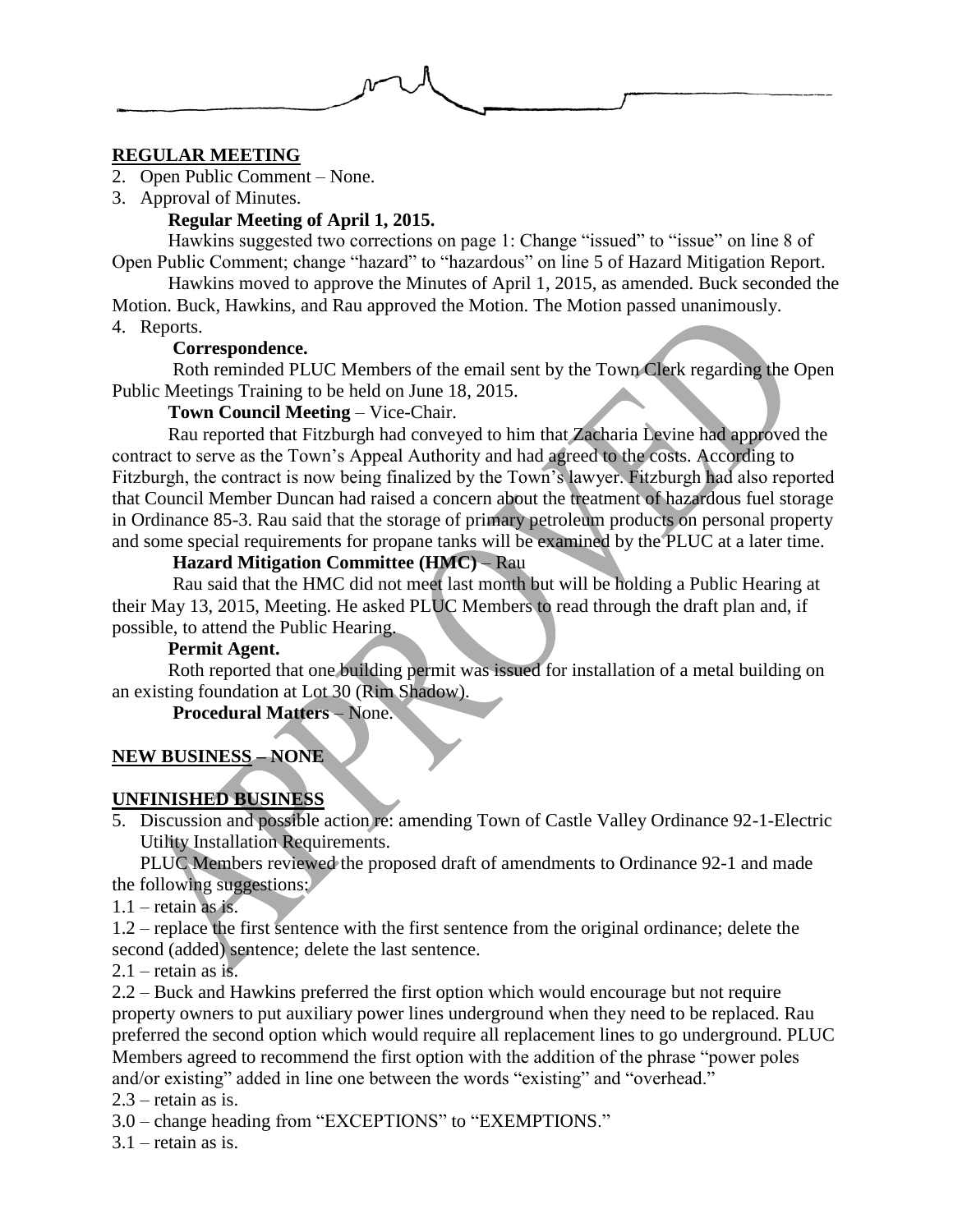## REGULAR MEETING

2. Open Public Comment – None.
3. Approval of Minutes.

**Regular Meeting of April 1, 2015.**

Hawkins suggested two corrections on page 1: Change "issued" to "issue" on line 8 of Open Public Comment; change "hazard" to "hazardous" on line 5 of Hazard Mitigation Report.

Hawkins moved to approve the Minutes of April 1, 2015, as amended. Buck seconded the Motion. Buck, Hawkins, and Rau approved the Motion. The Motion passed unanimously.

4. Reports.

**Correspondence.**

Roth reminded PLUC Members of the email sent by the Town Clerk regarding the Open Public Meetings Training to be held on June 18, 2015.

**Town Council Meeting** – Vice-Chair.

Rau reported that Fitzburgh had conveyed to him that Zacharia Levine had approved the contract to serve as the Town's Appeal Authority and had agreed to the costs. According to Fitzburgh, the contract is now being finalized by the Town's lawyer. Fitzburgh had also reported that Council Member Duncan had raised a concern about the treatment of hazardous fuel storage in Ordinance 85-3. Rau said that the storage of primary petroleum products on personal property and some special requirements for propane tanks will be examined by the PLUC at a later time.

**Hazard Mitigation Committee (HMC)** – Rau

Rau said that the HMC did not meet last month but will be holding a Public Hearing at their May 13, 2015, Meeting. He asked PLUC Members to read through the draft plan and, if possible, to attend the Public Hearing.

**Permit Agent.**

Roth reported that one building permit was issued for installation of a metal building on an existing foundation at Lot 30 (Rim Shadow).

**Procedural Matters** – None.

## NEW BUSINESS – NONE

## UNFINISHED BUSINESS

5. Discussion and possible action re: amending Town of Castle Valley Ordinance 92-1-Electric Utility Installation Requirements.

PLUC Members reviewed the proposed draft of amendments to Ordinance 92-1 and made the following suggestions:

1.1 – retain as is.

1.2 – replace the first sentence with the first sentence from the original ordinance; delete the second (added) sentence; delete the last sentence.

2.1 – retain as is.

2.2 – Buck and Hawkins preferred the first option which would encourage but not require property owners to put auxiliary power lines underground when they need to be replaced. Rau preferred the second option which would require all replacement lines to go underground. PLUC Members agreed to recommend the first option with the addition of the phrase "power poles and/or existing" added in line one between the words "existing" and "overhead."

2.3 – retain as is.

3.0 – change heading from "EXCEPTIONS" to "EXEMPTIONS."

3.1 – retain as is.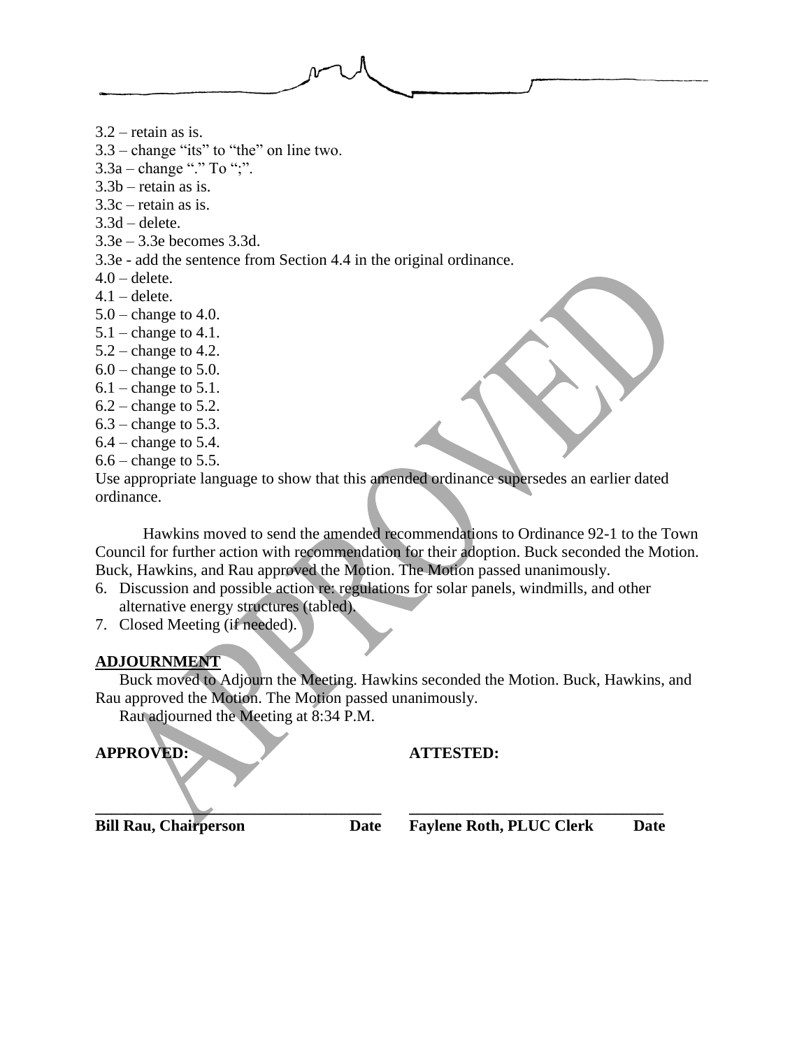3.2 – retain as is.
3.3 – change "its" to "the" on line two.
3.3a – change "." To ";".
3.3b – retain as is.
3.3c – retain as is.
3.3d – delete.
3.3e – 3.3e becomes 3.3d.
3.3e - add the sentence from Section 4.4 in the original ordinance.
4.0 – delete.
4.1 – delete.
5.0 – change to 4.0.
5.1 – change to 4.1.
5.2 – change to 4.2.
6.0 – change to 5.0.
6.1 – change to 5.1.
6.2 – change to 5.2.
6.3 – change to 5.3.
6.4 – change to 5.4.
6.6 – change to 5.5.
Use appropriate language to show that this amended ordinance supersedes an earlier dated ordinance.

Hawkins moved to send the amended recommendations to Ordinance 92-1 to the Town Council for further action with recommendation for their adoption. Buck seconded the Motion. Buck, Hawkins, and Rau approved the Motion. The Motion passed unanimously.

6. Discussion and possible action re: regulations for solar panels, windmills, and other alternative energy structures (tabled).
7. Closed Meeting (if needed).

**ADJOURNMENT**

Buck moved to Adjourn the Meeting. Hawkins seconded the Motion. Buck, Hawkins, and Rau approved the Motion. The Motion passed unanimously.

Rau adjourned the Meeting at 8:34 P.M.

**APPROVED:** **ATTESTED:**

\_\_\_\_\_\_\_\_\_\_\_\_\_\_\_\_\_\_\_\_\_\_\_\_\_\_\_\_\_\_\_\_\_\_\_\_ \_\_\_\_\_\_\_\_\_\_\_\_\_\_\_\_\_\_\_\_\_\_\_\_\_\_\_\_\_\_\_\_\_\_\_\_

**Bill Rau, Chairperson Date** **Faylene Roth, PLUC Clerk Date**

APPROVED